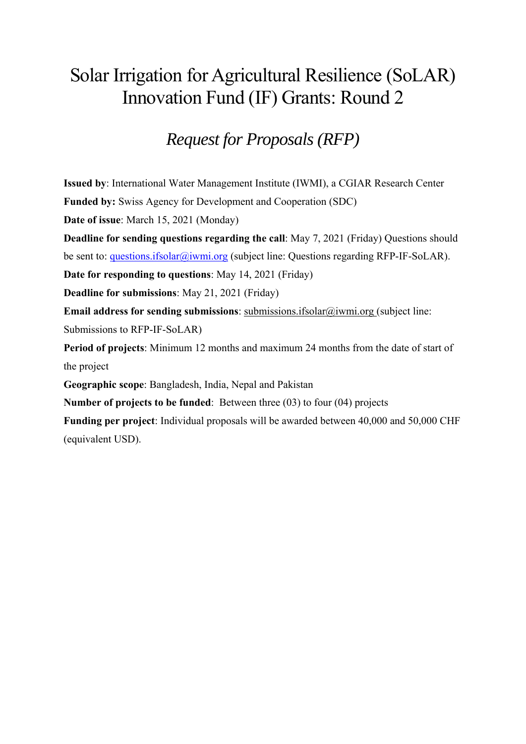# Solar Irrigation for Agricultural Resilience (SoLAR) Innovation Fund (IF) Grants: Round 2

## *Request for Proposals (RFP)*

**Issued by**: International Water Management Institute (IWMI), a CGIAR Research Center

**Funded by:** Swiss Agency for Development and Cooperation (SDC)

**Date of issue**: March 15, 2021 (Monday)

**Deadline for sending questions regarding the call**: May 7, 2021 (Friday) Questions should be sent to: questions.ifsolar@iwmi.org (subject line: Questions regarding RFP-IF-SoLAR).

**Date for responding to questions**: May 14, 2021 (Friday)

**Deadline for submissions**: May 21, 2021 (Friday)

**Email address for sending submissions**: submissions.ifsolar@iwmi.org (subject line: Submissions to RFP-IF-SoLAR)

**Period of projects**: Minimum 12 months and maximum 24 months from the date of start of the project

**Geographic scope**: Bangladesh, India, Nepal and Pakistan

**Number of projects to be funded**: Between three (03) to four (04) projects

**Funding per project**: Individual proposals will be awarded between 40,000 and 50,000 CHF (equivalent USD).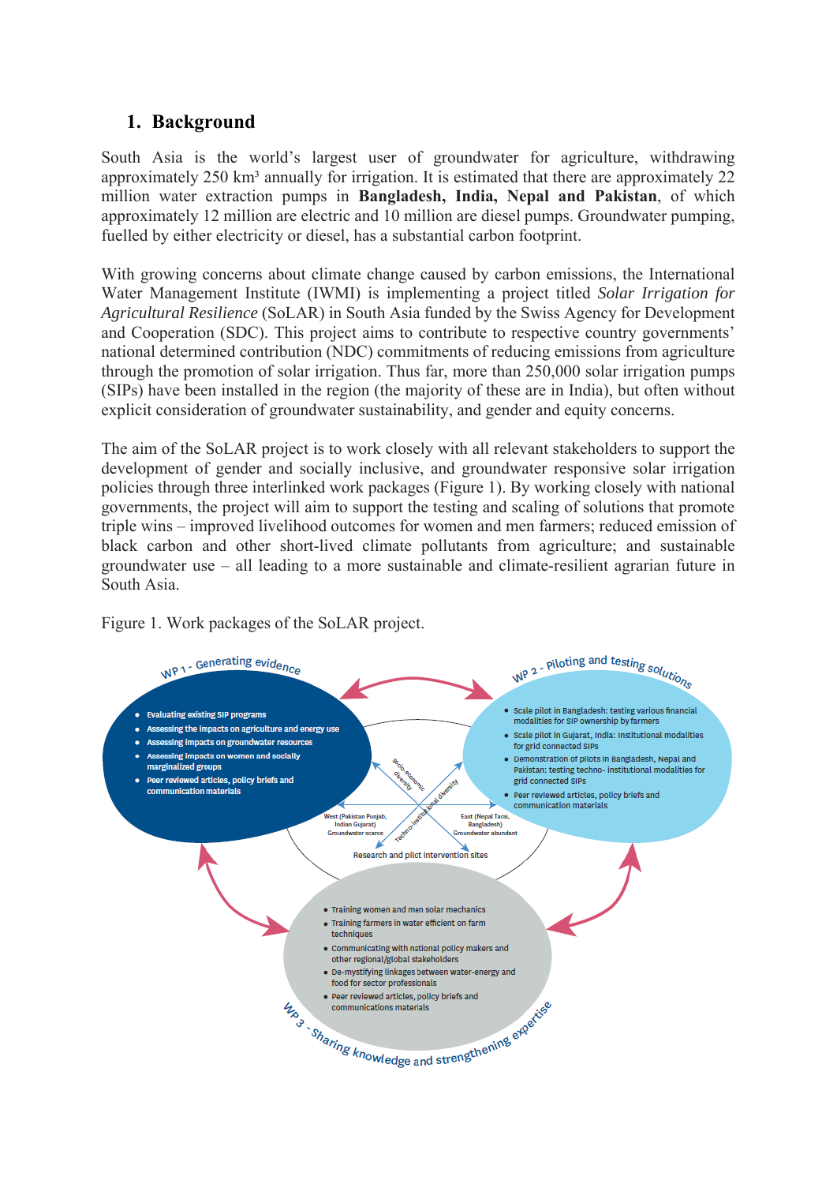## 1. Background

South Asia is the world's largest user of groundwater for agriculture, withdrawing approximately 250 km³ annually for irrigation. It is estimated that there are approximately 22 million water extraction pumps in **Bangladesh, India, Nepal and Pakistan**, of which approximately 12 million are electric and 10 million are diesel pumps. Groundwater pumping, fuelled by either electricity or diesel, has a substantial carbon footprint.

With growing concerns about climate change caused by carbon emissions, the International Water Management Institute (IWMI) is implementing a project titled *Solar Irrigation for Agricultural Resilience* (SoLAR) in South Asia funded by the Swiss Agency for Development and Cooperation (SDC). This project aims to contribute to respective country governments' national determined contribution (NDC) commitments of reducing emissions from agriculture through the promotion of solar irrigation. Thus far, more than 250,000 solar irrigation pumps (SIPs) have been installed in the region (the majority of these are in India), but often without explicit consideration of groundwater sustainability, and gender and equity concerns.

The aim of the SoLAR project is to work closely with all relevant stakeholders to support the development of gender and socially inclusive, and groundwater responsive solar irrigation policies through three interlinked work packages (Figure 1). By working closely with national governments, the project will aim to support the testing and scaling of solutions that promote triple wins – improved livelihood outcomes for women and men farmers; reduced emission of black carbon and other short-lived climate pollutants from agriculture; and sustainable groundwater use – all leading to a more sustainable and climate-resilient agrarian future in South Asia.

Figure 1. Work packages of the SoLAR project.

**WP 1 - Generating evidence**

- Evaluating existing SIP programs
- Assessing the impacts on agriculture and energy use
- Assessing impacts on groundwater resources
- Assessing impacts on women and socially marginalized groups
- Peer reviewed articles, policy briefs and communication materials

**WP 2 - Piloting and testing solutions**

- Scale pilot in Bangladesh: testing various financial modalities for SIP ownership by farmers
- Scale pilot in Gujarat, India: Institutional modalities for grid connected SIPs
- Demonstration of pilots in Bangladesh, Nepal and Pakistan: testing techno- institutional modalities for grid connected SIPs
- Peer reviewed articles, policy briefs and communication materials

Research and pilot intervention sites: West (Pakistan Punjab, Indian Gujarat) Groundwater scarce; East (Nepal Tarai, Bangladesh) Groundwater abundant; Socio-economic diversity; Techno-institutional diversity

**WP 3 - Sharing knowledge and strengthening expertise**

- Training women and men solar mechanics
- Training farmers in water efficient on farm techniques
- Communicating with national policy makers and other regional/global stakeholders
- De-mystifying linkages between water-energy and food for sector professionals
- Peer reviewed articles, policy briefs and communications materials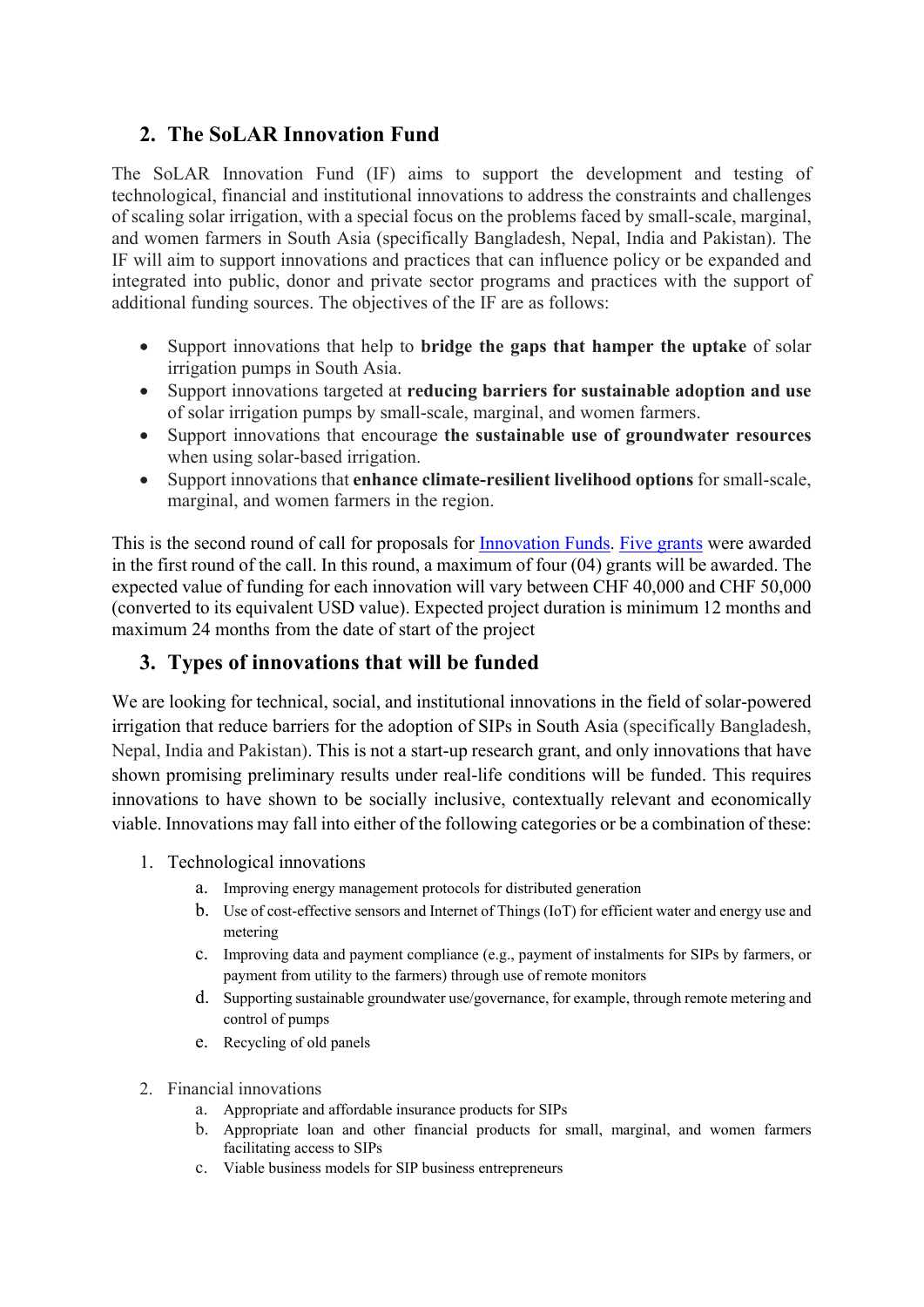## 2. The SoLAR Innovation Fund

The SoLAR Innovation Fund (IF) aims to support the development and testing of technological, financial and institutional innovations to address the constraints and challenges of scaling solar irrigation, with a special focus on the problems faced by small-scale, marginal, and women farmers in South Asia (specifically Bangladesh, Nepal, India and Pakistan). The IF will aim to support innovations and practices that can influence policy or be expanded and integrated into public, donor and private sector programs and practices with the support of additional funding sources. The objectives of the IF are as follows:

- Support innovations that help to **bridge the gaps that hamper the uptake** of solar irrigation pumps in South Asia.
- Support innovations targeted at **reducing barriers for sustainable adoption and use** of solar irrigation pumps by small-scale, marginal, and women farmers.
- Support innovations that encourage **the sustainable use of groundwater resources** when using solar-based irrigation.
- Support innovations that **enhance climate-resilient livelihood options** for small-scale, marginal, and women farmers in the region.

This is the second round of call for proposals for Innovation Funds. Five grants were awarded in the first round of the call. In this round, a maximum of four (04) grants will be awarded. The expected value of funding for each innovation will vary between CHF 40,000 and CHF 50,000 (converted to its equivalent USD value). Expected project duration is minimum 12 months and maximum 24 months from the date of start of the project

## 3. Types of innovations that will be funded

We are looking for technical, social, and institutional innovations in the field of solar-powered irrigation that reduce barriers for the adoption of SIPs in South Asia (specifically Bangladesh, Nepal, India and Pakistan). This is not a start-up research grant, and only innovations that have shown promising preliminary results under real-life conditions will be funded. This requires innovations to have shown to be socially inclusive, contextually relevant and economically viable. Innovations may fall into either of the following categories or be a combination of these:

1. Technological innovations
   a. Improving energy management protocols for distributed generation
   b. Use of cost-effective sensors and Internet of Things (IoT) for efficient water and energy use and metering
   c. Improving data and payment compliance (e.g., payment of instalments for SIPs by farmers, or payment from utility to the farmers) through use of remote monitors
   d. Supporting sustainable groundwater use/governance, for example, through remote metering and control of pumps
   e. Recycling of old panels

2. Financial innovations
   a. Appropriate and affordable insurance products for SIPs
   b. Appropriate loan and other financial products for small, marginal, and women farmers facilitating access to SIPs
   c. Viable business models for SIP business entrepreneurs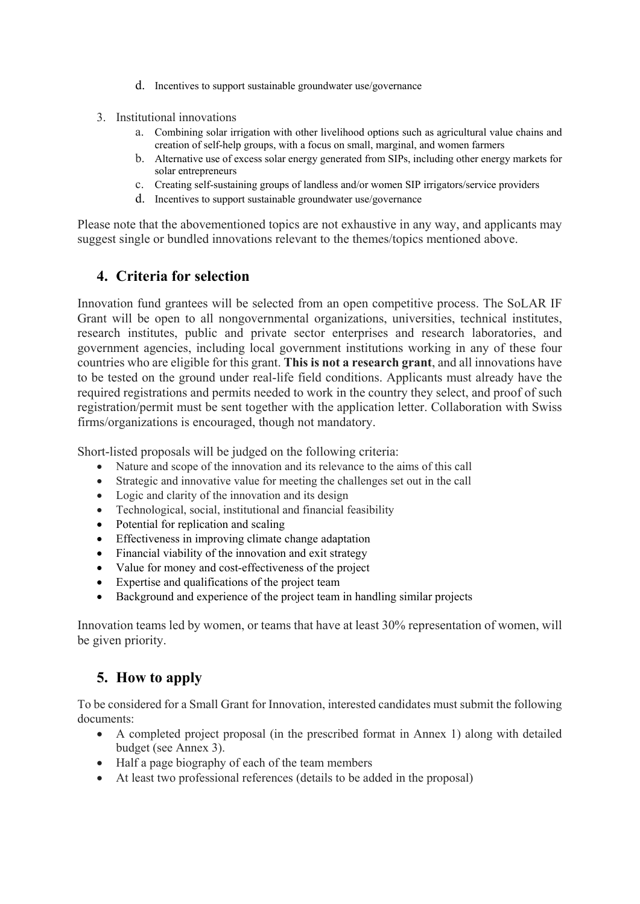d. Incentives to support sustainable groundwater use/governance

3. Institutional innovations
   a. Combining solar irrigation with other livelihood options such as agricultural value chains and creation of self-help groups, with a focus on small, marginal, and women farmers
   b. Alternative use of excess solar energy generated from SIPs, including other energy markets for solar entrepreneurs
   c. Creating self-sustaining groups of landless and/or women SIP irrigators/service providers
   d. Incentives to support sustainable groundwater use/governance

Please note that the abovementioned topics are not exhaustive in any way, and applicants may suggest single or bundled innovations relevant to the themes/topics mentioned above.

## 4. Criteria for selection

Innovation fund grantees will be selected from an open competitive process. The SoLAR IF Grant will be open to all nongovernmental organizations, universities, technical institutes, research institutes, public and private sector enterprises and research laboratories, and government agencies, including local government institutions working in any of these four countries who are eligible for this grant. **This is not a research grant**, and all innovations have to be tested on the ground under real-life field conditions. Applicants must already have the required registrations and permits needed to work in the country they select, and proof of such registration/permit must be sent together with the application letter. Collaboration with Swiss firms/organizations is encouraged, though not mandatory.

Short-listed proposals will be judged on the following criteria:

- Nature and scope of the innovation and its relevance to the aims of this call
- Strategic and innovative value for meeting the challenges set out in the call
- Logic and clarity of the innovation and its design
- Technological, social, institutional and financial feasibility
- Potential for replication and scaling
- Effectiveness in improving climate change adaptation
- Financial viability of the innovation and exit strategy
- Value for money and cost-effectiveness of the project
- Expertise and qualifications of the project team
- Background and experience of the project team in handling similar projects

Innovation teams led by women, or teams that have at least 30% representation of women, will be given priority.

## 5. How to apply

To be considered for a Small Grant for Innovation, interested candidates must submit the following documents:

- A completed project proposal (in the prescribed format in Annex 1) along with detailed budget (see Annex 3).
- Half a page biography of each of the team members
- At least two professional references (details to be added in the proposal)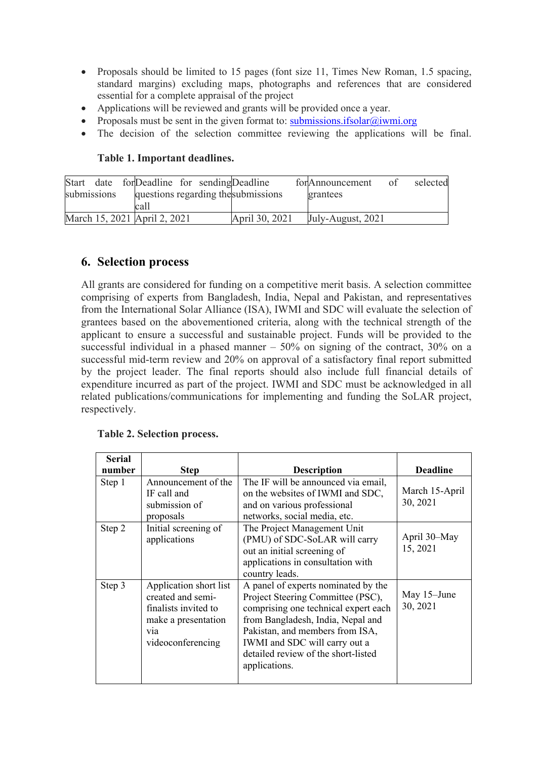- Proposals should be limited to 15 pages (font size 11, Times New Roman, 1.5 spacing, standard margins) excluding maps, photographs and references that are considered essential for a complete appraisal of the project
- Applications will be reviewed and grants will be provided once a year.
- Proposals must be sent in the given format to: submissions.ifsolar@iwmi.org
- The decision of the selection committee reviewing the applications will be final.

**Table 1. Important deadlines.**

| Start date for submissions | Deadline for sending questions regarding the call | Deadline for submissions | Announcement of selected grantees |
|---|---|---|---|
| March 15, 2021 | April 2, 2021 | April 30, 2021 | July-August, 2021 |

## 6. Selection process

All grants are considered for funding on a competitive merit basis. A selection committee comprising of experts from Bangladesh, India, Nepal and Pakistan, and representatives from the International Solar Alliance (ISA), IWMI and SDC will evaluate the selection of grantees based on the abovementioned criteria, along with the technical strength of the applicant to ensure a successful and sustainable project. Funds will be provided to the successful individual in a phased manner – 50% on signing of the contract, 30% on a successful mid-term review and 20% on approval of a satisfactory final report submitted by the project leader. The final reports should also include full financial details of expenditure incurred as part of the project. IWMI and SDC must be acknowledged in all related publications/communications for implementing and funding the SoLAR project, respectively.

**Table 2. Selection process.**

| Serial number | Step | Description | Deadline |
|---|---|---|---|
| Step 1 | Announcement of the IF call and submission of proposals | The IF will be announced via email, on the websites of IWMI and SDC, and on various professional networks, social media, etc. | March 15-April 30, 2021 |
| Step 2 | Initial screening of applications | The Project Management Unit (PMU) of SDC-SoLAR will carry out an initial screening of applications in consultation with country leads. | April 30–May 15, 2021 |
| Step 3 | Application short list created and semi-finalists invited to make a presentation via videoconferencing | A panel of experts nominated by the Project Steering Committee (PSC), comprising one technical expert each from Bangladesh, India, Nepal and Pakistan, and members from ISA, IWMI and SDC will carry out a detailed review of the short-listed applications. | May 15–June 30, 2021 |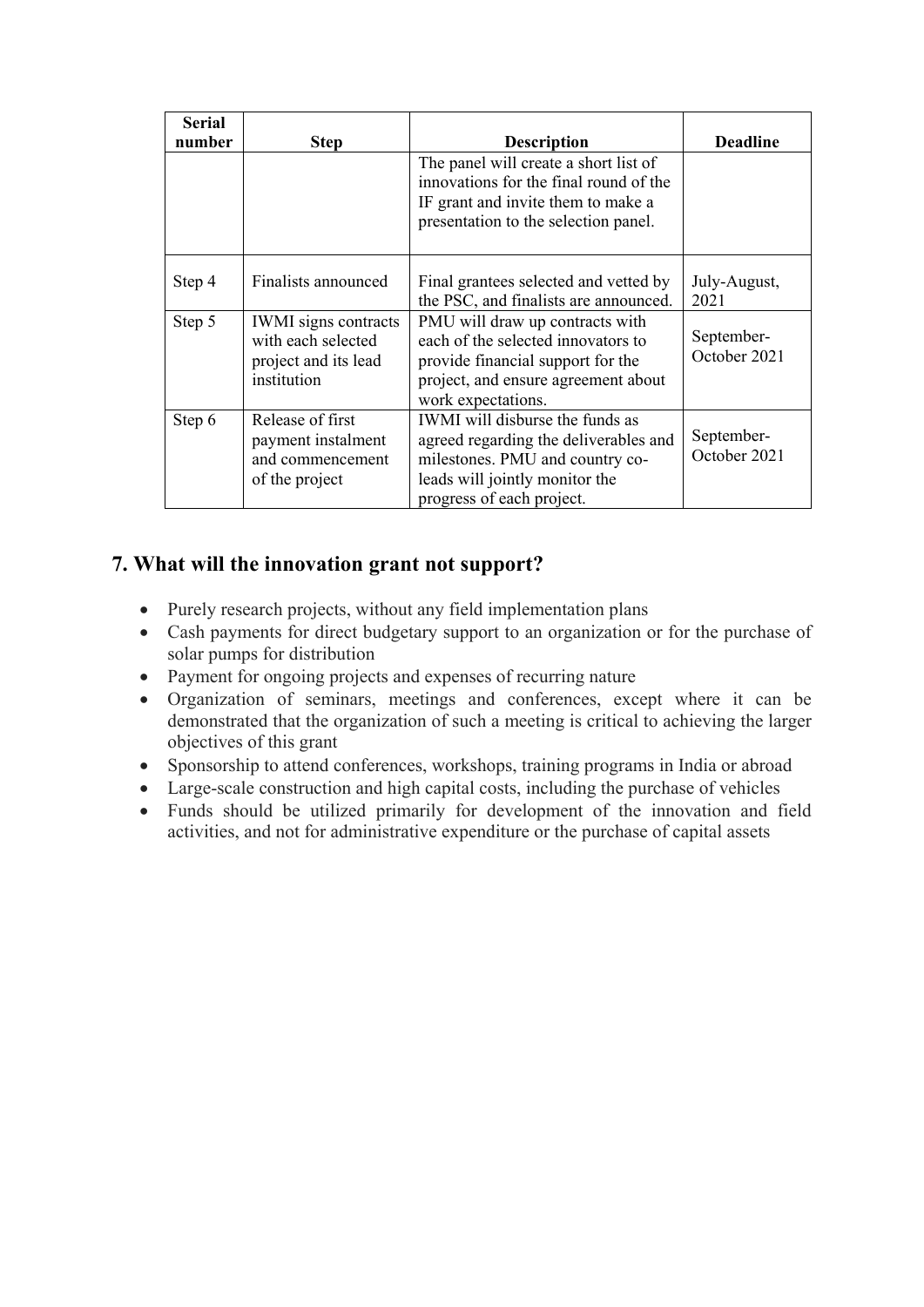| Serial number | Step | Description | Deadline |
| --- | --- | --- | --- |
| | | The panel will create a short list of innovations for the final round of the IF grant and invite them to make a presentation to the selection panel. | |
| Step 4 | Finalists announced | Final grantees selected and vetted by the PSC, and finalists are announced. | July-August, 2021 |
| Step 5 | IWMI signs contracts with each selected project and its lead institution | PMU will draw up contracts with each of the selected innovators to provide financial support for the project, and ensure agreement about work expectations. | September-October 2021 |
| Step 6 | Release of first payment instalment and commencement of the project | IWMI will disburse the funds as agreed regarding the deliverables and milestones. PMU and country co-leads will jointly monitor the progress of each project. | September-October 2021 |

## 7. What will the innovation grant not support?

- Purely research projects, without any field implementation plans
- Cash payments for direct budgetary support to an organization or for the purchase of solar pumps for distribution
- Payment for ongoing projects and expenses of recurring nature
- Organization of seminars, meetings and conferences, except where it can be demonstrated that the organization of such a meeting is critical to achieving the larger objectives of this grant
- Sponsorship to attend conferences, workshops, training programs in India or abroad
- Large-scale construction and high capital costs, including the purchase of vehicles
- Funds should be utilized primarily for development of the innovation and field activities, and not for administrative expenditure or the purchase of capital assets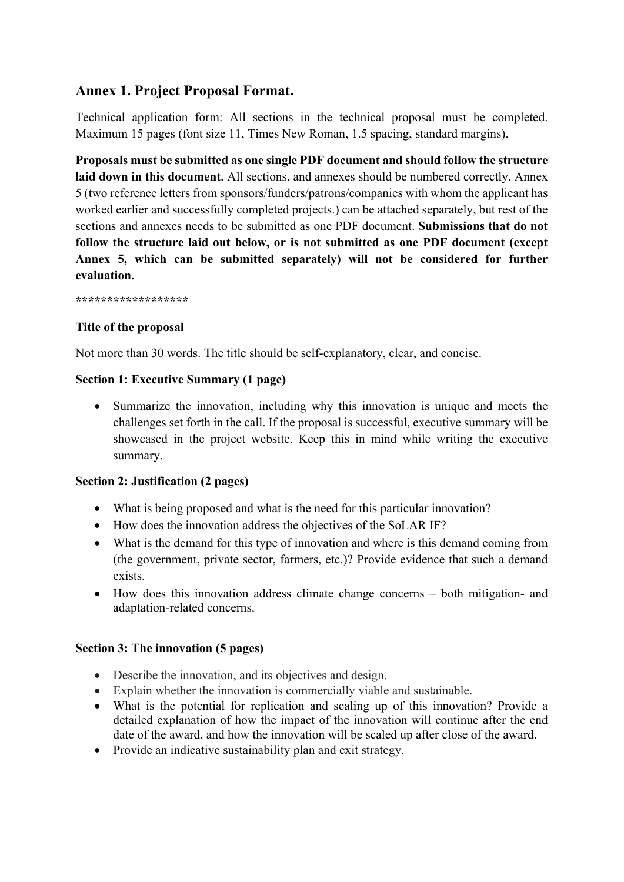## Annex 1. Project Proposal Format.

Technical application form: All sections in the technical proposal must be completed. Maximum 15 pages (font size 11, Times New Roman, 1.5 spacing, standard margins).

**Proposals must be submitted as one single PDF document and should follow the structure laid down in this document.** All sections, and annexes should be numbered correctly. Annex 5 (two reference letters from sponsors/funders/patrons/companies with whom the applicant has worked earlier and successfully completed projects.) can be attached separately, but rest of the sections and annexes needs to be submitted as one PDF document. **Submissions that do not follow the structure laid out below, or is not submitted as one PDF document (except Annex 5, which can be submitted separately) will not be considered for further evaluation.**

*****************

**Title of the proposal**

Not more than 30 words. The title should be self-explanatory, clear, and concise.

**Section 1: Executive Summary (1 page)**

- Summarize the innovation, including why this innovation is unique and meets the challenges set forth in the call. If the proposal is successful, executive summary will be showcased in the project website. Keep this in mind while writing the executive summary.

**Section 2: Justification (2 pages)**

- What is being proposed and what is the need for this particular innovation?
- How does the innovation address the objectives of the SoLAR IF?
- What is the demand for this type of innovation and where is this demand coming from (the government, private sector, farmers, etc.)? Provide evidence that such a demand exists.
- How does this innovation address climate change concerns – both mitigation- and adaptation-related concerns.

**Section 3: The innovation (5 pages)**

- Describe the innovation, and its objectives and design.
- Explain whether the innovation is commercially viable and sustainable.
- What is the potential for replication and scaling up of this innovation? Provide a detailed explanation of how the impact of the innovation will continue after the end date of the award, and how the innovation will be scaled up after close of the award.
- Provide an indicative sustainability plan and exit strategy.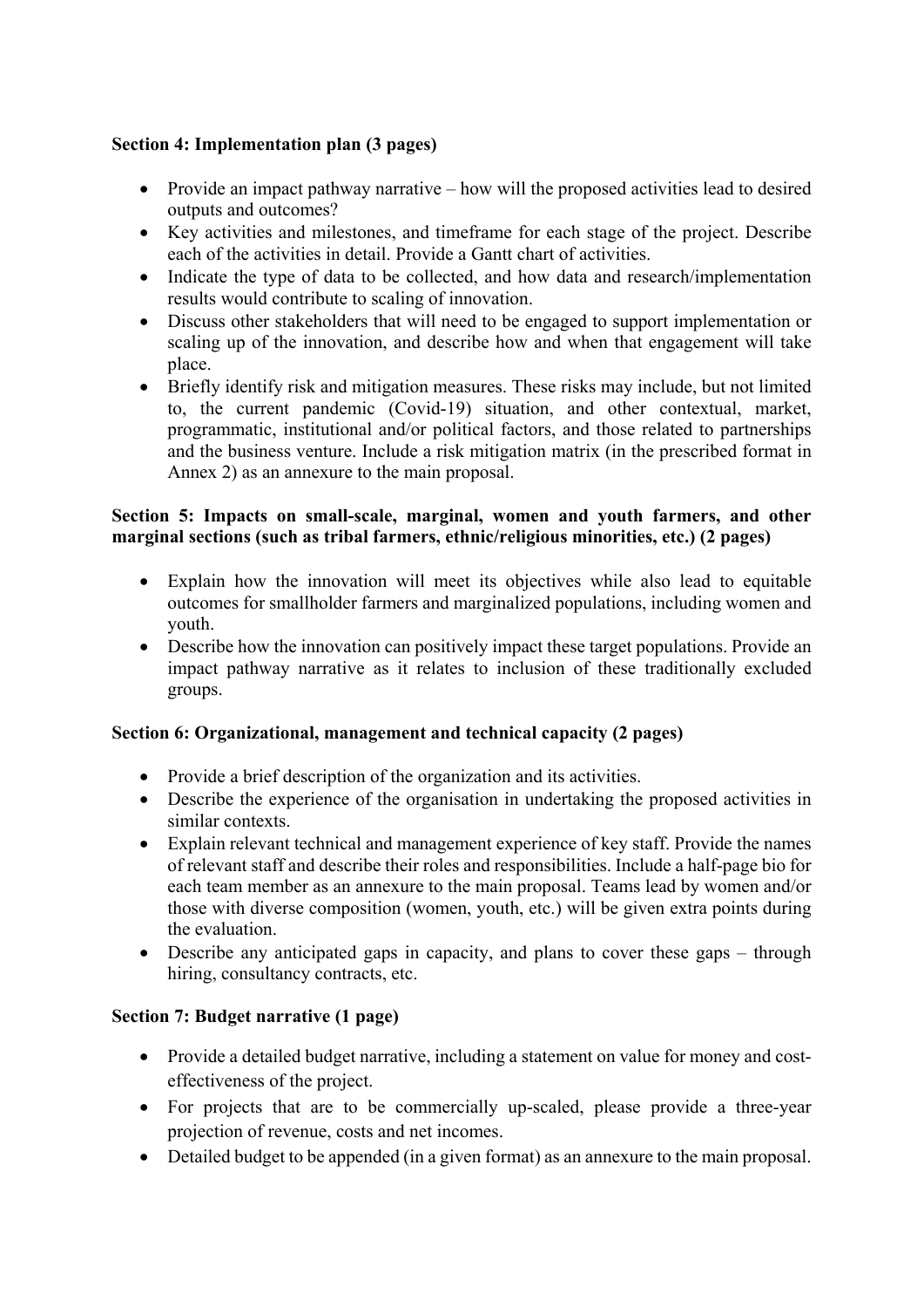**Section 4: Implementation plan (3 pages)**

- Provide an impact pathway narrative – how will the proposed activities lead to desired outputs and outcomes?
- Key activities and milestones, and timeframe for each stage of the project. Describe each of the activities in detail. Provide a Gantt chart of activities.
- Indicate the type of data to be collected, and how data and research/implementation results would contribute to scaling of innovation.
- Discuss other stakeholders that will need to be engaged to support implementation or scaling up of the innovation, and describe how and when that engagement will take place.
- Briefly identify risk and mitigation measures. These risks may include, but not limited to, the current pandemic (Covid-19) situation, and other contextual, market, programmatic, institutional and/or political factors, and those related to partnerships and the business venture. Include a risk mitigation matrix (in the prescribed format in Annex 2) as an annexure to the main proposal.

**Section 5: Impacts on small-scale, marginal, women and youth farmers, and other marginal sections (such as tribal farmers, ethnic/religious minorities, etc.) (2 pages)**

- Explain how the innovation will meet its objectives while also lead to equitable outcomes for smallholder farmers and marginalized populations, including women and youth.
- Describe how the innovation can positively impact these target populations. Provide an impact pathway narrative as it relates to inclusion of these traditionally excluded groups.

**Section 6: Organizational, management and technical capacity (2 pages)**

- Provide a brief description of the organization and its activities.
- Describe the experience of the organisation in undertaking the proposed activities in similar contexts.
- Explain relevant technical and management experience of key staff. Provide the names of relevant staff and describe their roles and responsibilities. Include a half-page bio for each team member as an annexure to the main proposal. Teams lead by women and/or those with diverse composition (women, youth, etc.) will be given extra points during the evaluation.
- Describe any anticipated gaps in capacity, and plans to cover these gaps – through hiring, consultancy contracts, etc.

**Section 7: Budget narrative (1 page)**

- Provide a detailed budget narrative, including a statement on value for money and cost-effectiveness of the project.
- For projects that are to be commercially up-scaled, please provide a three-year projection of revenue, costs and net incomes.
- Detailed budget to be appended (in a given format) as an annexure to the main proposal.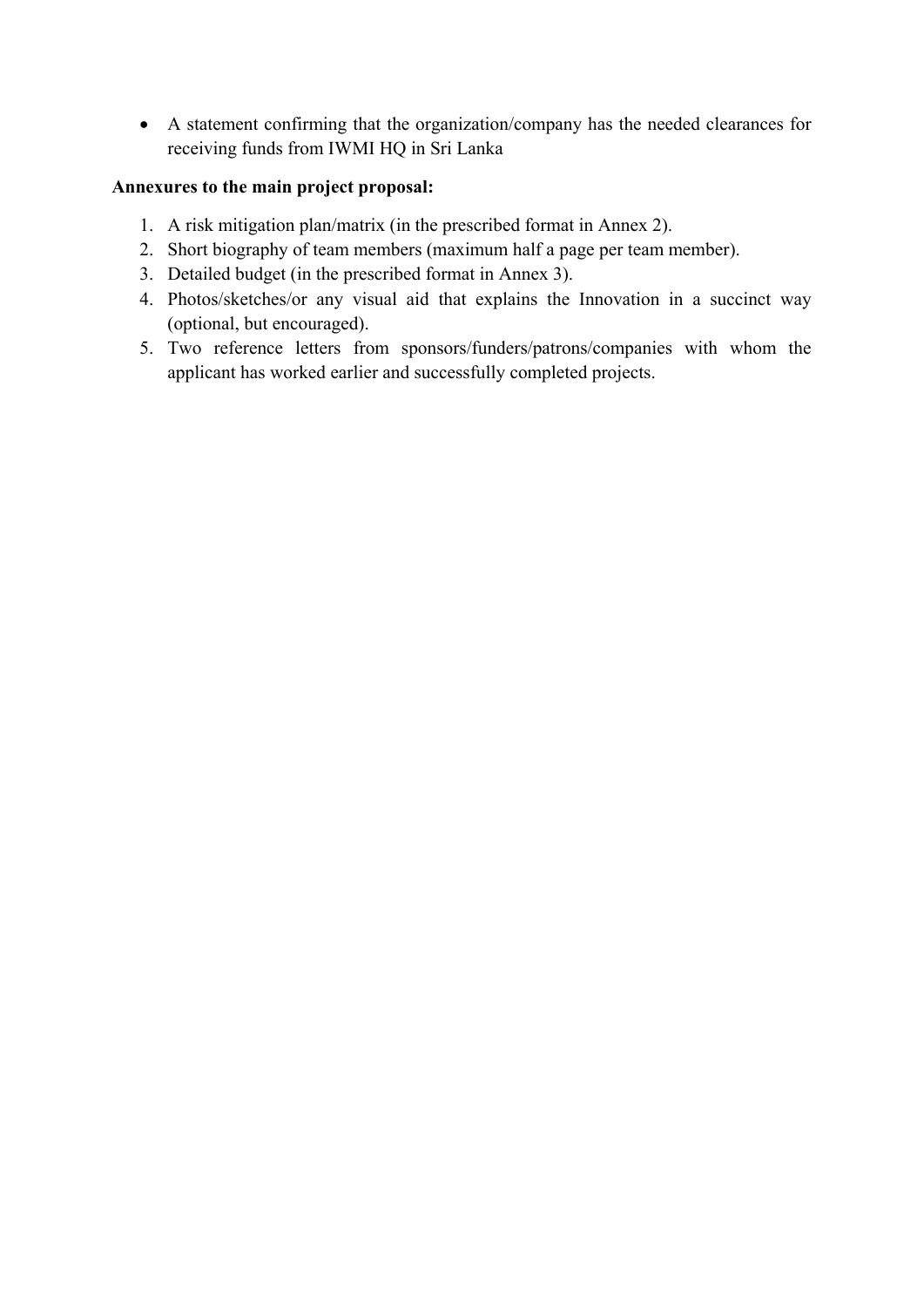- A statement confirming that the organization/company has the needed clearances for receiving funds from IWMI HQ in Sri Lanka

**Annexures to the main project proposal:**

1. A risk mitigation plan/matrix (in the prescribed format in Annex 2).
2. Short biography of team members (maximum half a page per team member).
3. Detailed budget (in the prescribed format in Annex 3).
4. Photos/sketches/or any visual aid that explains the Innovation in a succinct way (optional, but encouraged).
5. Two reference letters from sponsors/funders/patrons/companies with whom the applicant has worked earlier and successfully completed projects.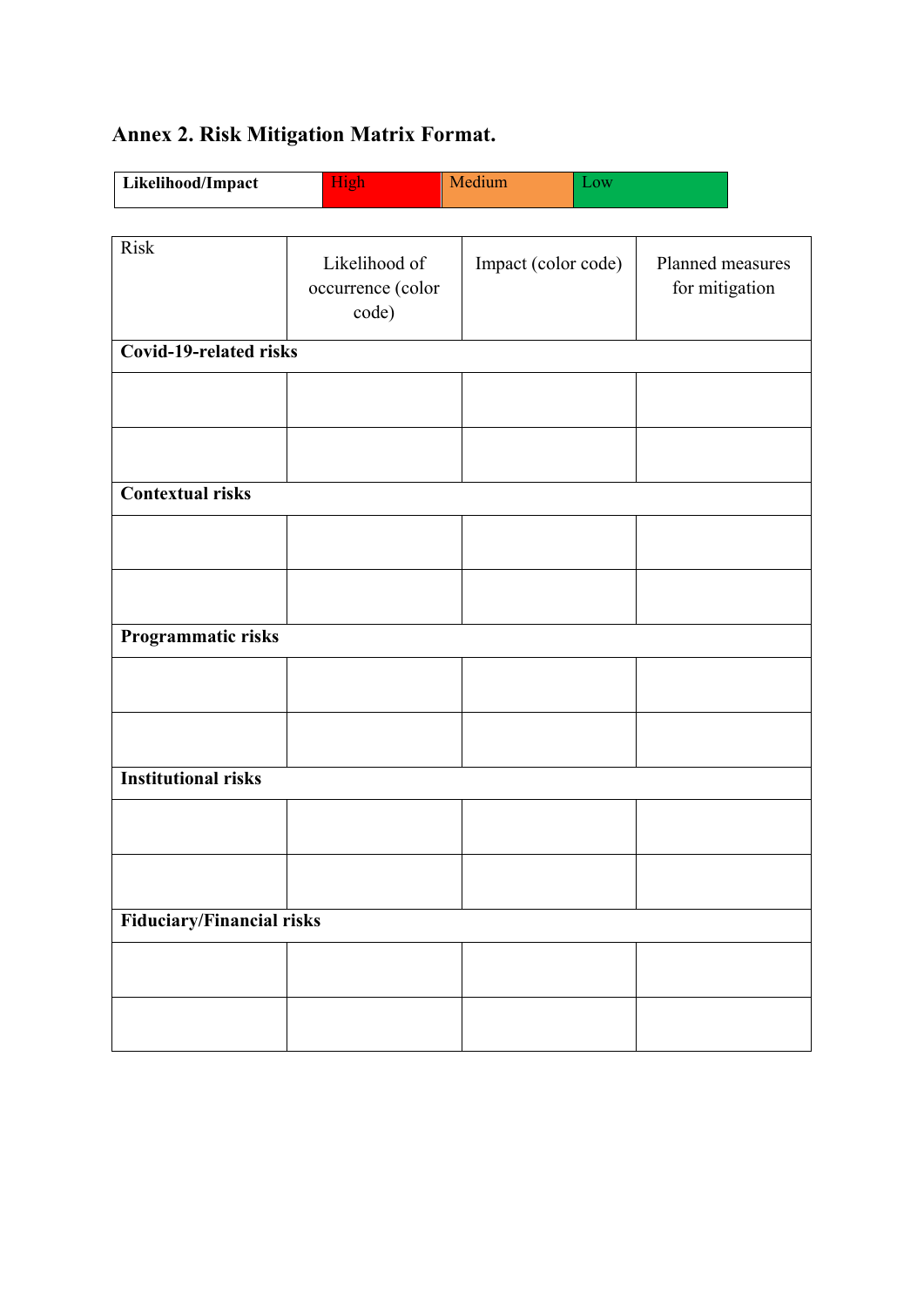## Annex 2. Risk Mitigation Matrix Format.

| **Likelihood/Impact** | High | Medium | Low |
|---|---|---|---|

| Risk | Likelihood of occurrence (color code) | Impact (color code) | Planned measures for mitigation |
|---|---|---|---|
| **Covid-19-related risks** | | | |
| | | | |
| | | | |
| **Contextual risks** | | | |
| | | | |
| | | | |
| **Programmatic risks** | | | |
| | | | |
| | | | |
| **Institutional risks** | | | |
| | | | |
| | | | |
| **Fiduciary/Financial risks** | | | |
| | | | |
| | | | |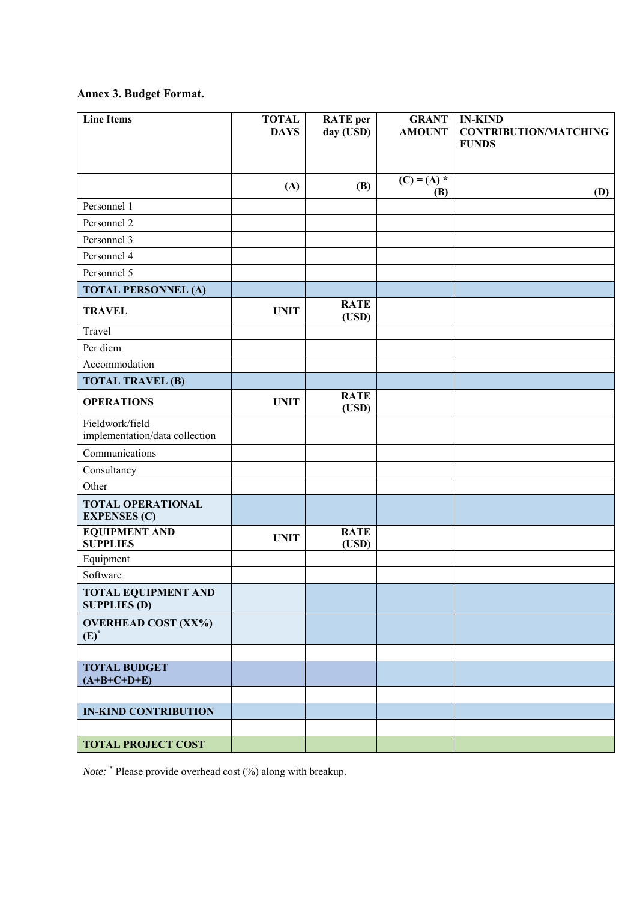**Annex 3. Budget Format.**

| Line Items | TOTAL DAYS | RATE per day (USD) | GRANT AMOUNT | IN-KIND CONTRIBUTION/MATCHING FUNDS |
|---|---|---|---|---|
| | (A) | (B) | (C) = (A) * (B) | (D) |
| Personnel 1 | | | | |
| Personnel 2 | | | | |
| Personnel 3 | | | | |
| Personnel 4 | | | | |
| Personnel 5 | | | | |
| **TOTAL PERSONNEL (A)** | | | | |
| **TRAVEL** | **UNIT** | **RATE (USD)** | | |
| Travel | | | | |
| Per diem | | | | |
| Accommodation | | | | |
| **TOTAL TRAVEL (B)** | | | | |
| **OPERATIONS** | **UNIT** | **RATE (USD)** | | |
| Fieldwork/field implementation/data collection | | | | |
| Communications | | | | |
| Consultancy | | | | |
| Other | | | | |
| **TOTAL OPERATIONAL EXPENSES (C)** | | | | |
| **EQUIPMENT AND SUPPLIES** | **UNIT** | **RATE (USD)** | | |
| Equipment | | | | |
| Software | | | | |
| **TOTAL EQUIPMENT AND SUPPLIES (D)** | | | | |
| **OVERHEAD COST (XX%) (E)*** | | | | |
| | | | | |
| **TOTAL BUDGET (A+B+C+D+E)** | | | | |
| | | | | |
| **IN-KIND CONTRIBUTION** | | | | |
| | | | | |
| **TOTAL PROJECT COST** | | | | |

*Note:* * Please provide overhead cost (%) along with breakup.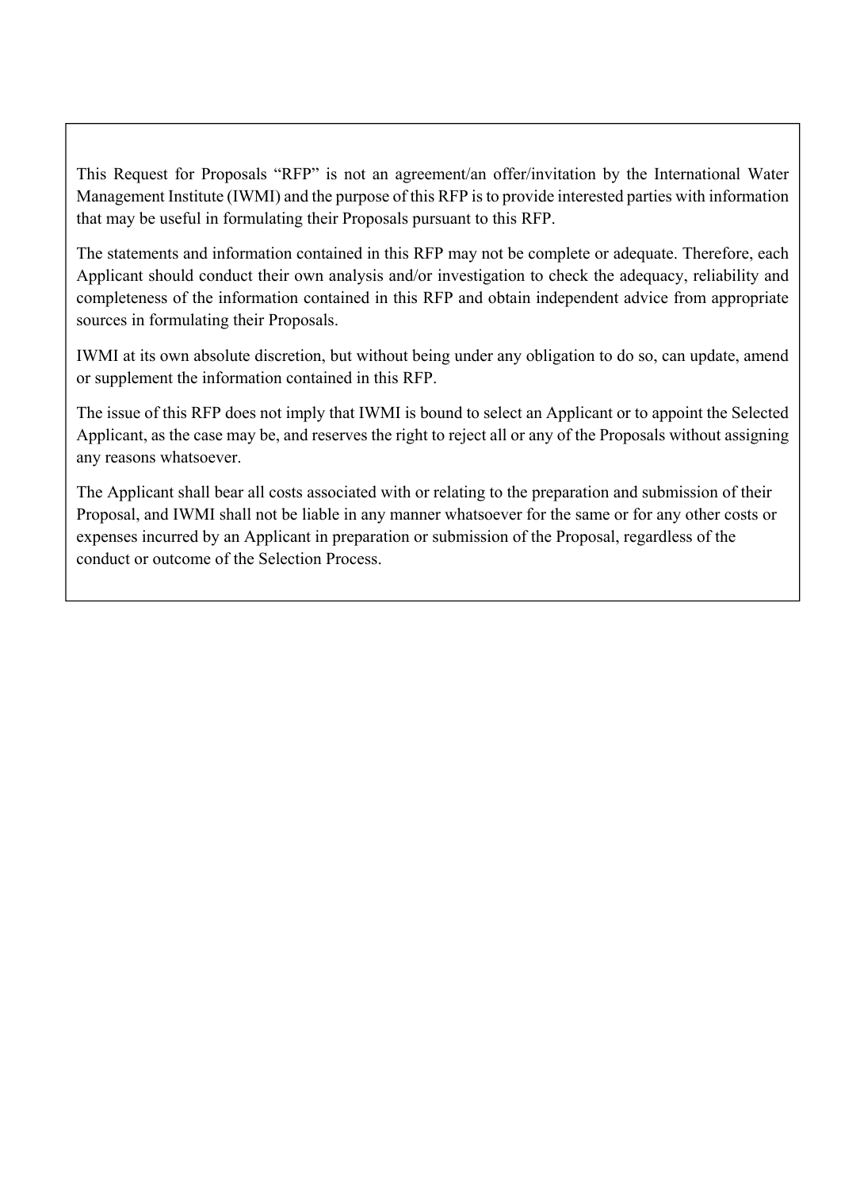This Request for Proposals "RFP" is not an agreement/an offer/invitation by the International Water Management Institute (IWMI) and the purpose of this RFP is to provide interested parties with information that may be useful in formulating their Proposals pursuant to this RFP.

The statements and information contained in this RFP may not be complete or adequate. Therefore, each Applicant should conduct their own analysis and/or investigation to check the adequacy, reliability and completeness of the information contained in this RFP and obtain independent advice from appropriate sources in formulating their Proposals.

IWMI at its own absolute discretion, but without being under any obligation to do so, can update, amend or supplement the information contained in this RFP.

The issue of this RFP does not imply that IWMI is bound to select an Applicant or to appoint the Selected Applicant, as the case may be, and reserves the right to reject all or any of the Proposals without assigning any reasons whatsoever.

The Applicant shall bear all costs associated with or relating to the preparation and submission of their Proposal, and IWMI shall not be liable in any manner whatsoever for the same or for any other costs or expenses incurred by an Applicant in preparation or submission of the Proposal, regardless of the conduct or outcome of the Selection Process.